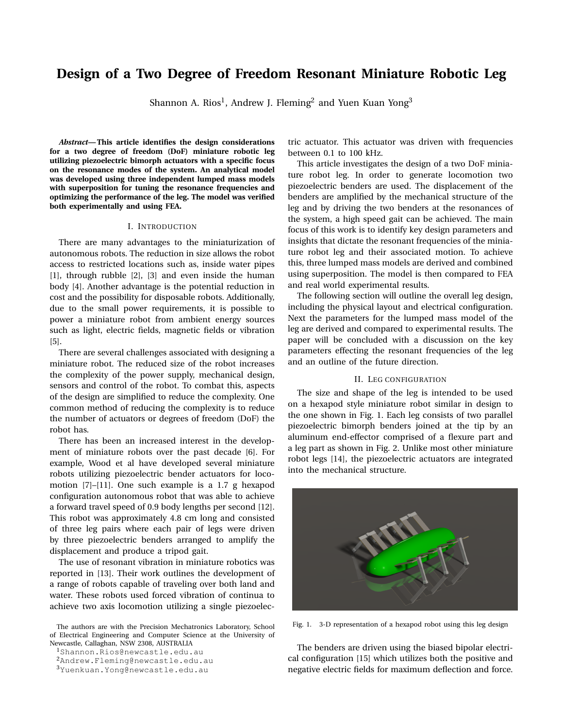# Design of a Two Degree of Freedom Resonant Miniature Robotic Leg

Shannon A. Rios[1], Andrew J. Fleming[2] and Yuen Kuan Yong[3]

***Abstract*— This article identifies the design considerations for a two degree of freedom (DoF) miniature robotic leg utilizing piezoelectric bimorph actuators with a specific focus on the resonance modes of the system. An analytical model was developed using three independent lumped mass models with superposition for tuning the resonance frequencies and optimizing the performance of the leg. The model was verified both experimentally and using FEA.**

## I. Introduction

There are many advantages to the miniaturization of autonomous robots. The reduction in size allows the robot access to restricted locations such as, inside water pipes [1], through rubble [2], [3] and even inside the human body [4]. Another advantage is the potential reduction in cost and the possibility for disposable robots. Additionally, due to the small power requirements, it is possible to power a miniature robot from ambient energy sources such as light, electric fields, magnetic fields or vibration [5].

There are several challenges associated with designing a miniature robot. The reduced size of the robot increases the complexity of the power supply, mechanical design, sensors and control of the robot. To combat this, aspects of the design are simplified to reduce the complexity. One common method of reducing the complexity is to reduce the number of actuators or degrees of freedom (DoF) the robot has.

There has been an increased interest in the development of miniature robots over the past decade [6]. For example, Wood et al have developed several miniature robots utilizing piezoelectric bender actuators for locomotion [7]–[11]. One such example is a 1.7 g hexapod configuration autonomous robot that was able to achieve a forward travel speed of 0.9 body lengths per second [12]. This robot was approximately 4.8 cm long and consisted of three leg pairs where each pair of legs were driven by three piezoelectric benders arranged to amplify the displacement and produce a tripod gait.

The use of resonant vibration in miniature robotics was reported in [13]. Their work outlines the development of a range of robots capable of traveling over both land and water. These robots used forced vibration of continua to achieve two axis locomotion utilizing a single piezoelectric actuator. This actuator was driven with frequencies between 0.1 to 100 kHz.

This article investigates the design of a two DoF miniature robot leg. In order to generate locomotion two piezoelectric benders are used. The displacement of the benders are amplified by the mechanical structure of the leg and by driving the two benders at the resonances of the system, a high speed gait can be achieved. The main focus of this work is to identify key design parameters and insights that dictate the resonant frequencies of the miniature robot leg and their associated motion. To achieve this, three lumped mass models are derived and combined using superposition. The model is then compared to FEA and real world experimental results.

The following section will outline the overall leg design, including the physical layout and electrical configuration. Next the parameters for the lumped mass model of the leg are derived and compared to experimental results. The paper will be concluded with a discussion on the key parameters effecting the resonant frequencies of the leg and an outline of the future direction.

## II. Leg configuration

The size and shape of the leg is intended to be used on a hexapod style miniature robot similar in design to the one shown in Fig. 1. Each leg consists of two parallel piezoelectric bimorph benders joined at the tip by an aluminum end-effector comprised of a flexure part and a leg part as shown in Fig. 2. Unlike most other miniature robot legs [14], the piezoelectric actuators are integrated into the mechanical structure.

Fig. 1. 3-D representation of a hexapod robot using this leg design

The benders are driven using the biased bipolar electrical configuration [15] which utilizes both the positive and negative electric fields for maximum deflection and force.

The authors are with the Precision Mechatronics Laboratory, School of Electrical Engineering and Computer Science at the University of Newcastle, Callaghan, NSW 2308, AUSTRALIA

[1]Shannon.Rios@newcastle.edu.au

[2]Andrew.Fleming@newcastle.edu.au

[3]Yuenkuan.Yong@newcastle.edu.au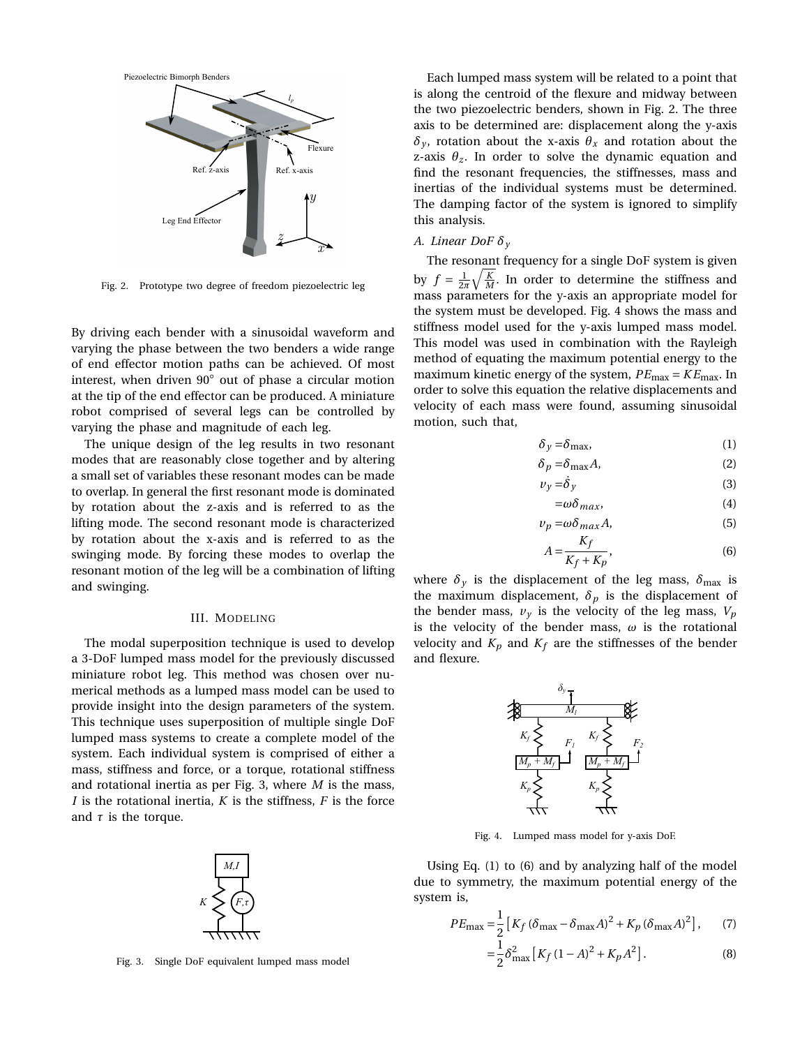Fig. 2. Prototype two degree of freedom piezoelectric leg

By driving each bender with a sinusoidal waveform and varying the phase between the two benders a wide range of end effector motion paths can be achieved. Of most interest, when driven 90° out of phase a circular motion at the tip of the end effector can be produced. A miniature robot comprised of several legs can be controlled by varying the phase and magnitude of each leg.

The unique design of the leg results in two resonant modes that are reasonably close together and by altering a small set of variables these resonant modes can be made to overlap. In general the first resonant mode is dominated by rotation about the z-axis and is referred to as the lifting mode. The second resonant mode is characterized by rotation about the x-axis and is referred to as the swinging mode. By forcing these modes to overlap the resonant motion of the leg will be a combination of lifting and swinging.

## III. Modeling

The modal superposition technique is used to develop a 3-DoF lumped mass model for the previously discussed miniature robot leg. This method was chosen over numerical methods as a lumped mass model can be used to provide insight into the design parameters of the system. This technique uses superposition of multiple single DoF lumped mass systems to create a complete model of the system. Each individual system is comprised of either a mass, stiffness and force, or a torque, rotational stiffness and rotational inertia as per Fig. 3, where $M$ is the mass, $I$ is the rotational inertia, $K$ is the stiffness, $F$ is the force and $\tau$ is the torque.

Fig. 3. Single DoF equivalent lumped mass model

Each lumped mass system will be related to a point that is along the centroid of the flexure and midway between the two piezoelectric benders, shown in Fig. 2. The three axis to be determined are: displacement along the y-axis $\delta_y$, rotation about the x-axis $\theta_x$ and rotation about the z-axis $\theta_z$. In order to solve the dynamic equation and find the resonant frequencies, the stiffnesses, mass and inertias of the individual systems must be determined. The damping factor of the system is ignored to simplify this analysis.

### A. Linear DoF $\delta_y$

The resonant frequency for a single DoF system is given by $f = \frac{1}{2\pi}\sqrt{\frac{K}{M}}$. In order to determine the stiffness and mass parameters for the y-axis an appropriate model for the system must be developed. Fig. 4 shows the mass and stiffness model used for the y-axis lumped mass model. This model was used in combination with the Rayleigh method of equating the maximum potential energy to the maximum kinetic energy of the system, $PE_{\max} = KE_{\max}$. In order to solve this equation the relative displacements and velocity of each mass were found, assuming sinusoidal motion, such that,

$$\delta_y = \delta_{\max}, \tag{1}$$

$$\delta_p = \delta_{\max} A, \tag{2}$$

$$v_y = \dot{\delta}_y \tag{3}$$

$$= \omega \delta_{max}, \tag{4}$$

$$v_p = \omega \delta_{max} A, \tag{5}$$

$$A = \frac{K_f}{K_f + K_p}, \tag{6}$$

where $\delta_y$ is the displacement of the leg mass, $\delta_{\max}$ is the maximum displacement, $\delta_p$ is the displacement of the bender mass, $v_y$ is the velocity of the leg mass, $V_p$ is the velocity of the bender mass, $\omega$ is the rotational velocity and $K_p$ and $K_f$ are the stiffnesses of the bender and flexure.

Fig. 4. Lumped mass model for y-axis DoF.

Using Eq. (1) to (6) and by analyzing half of the model due to symmetry, the maximum potential energy of the system is,

$$PE_{\max} = \frac{1}{2}\left[K_f\left(\delta_{\max} - \delta_{\max}A\right)^2 + K_p\left(\delta_{\max}A\right)^2\right], \tag{7}$$

$$= \frac{1}{2}\delta_{\max}^2\left[K_f\left(1-A\right)^2 + K_p A^2\right]. \tag{8}$$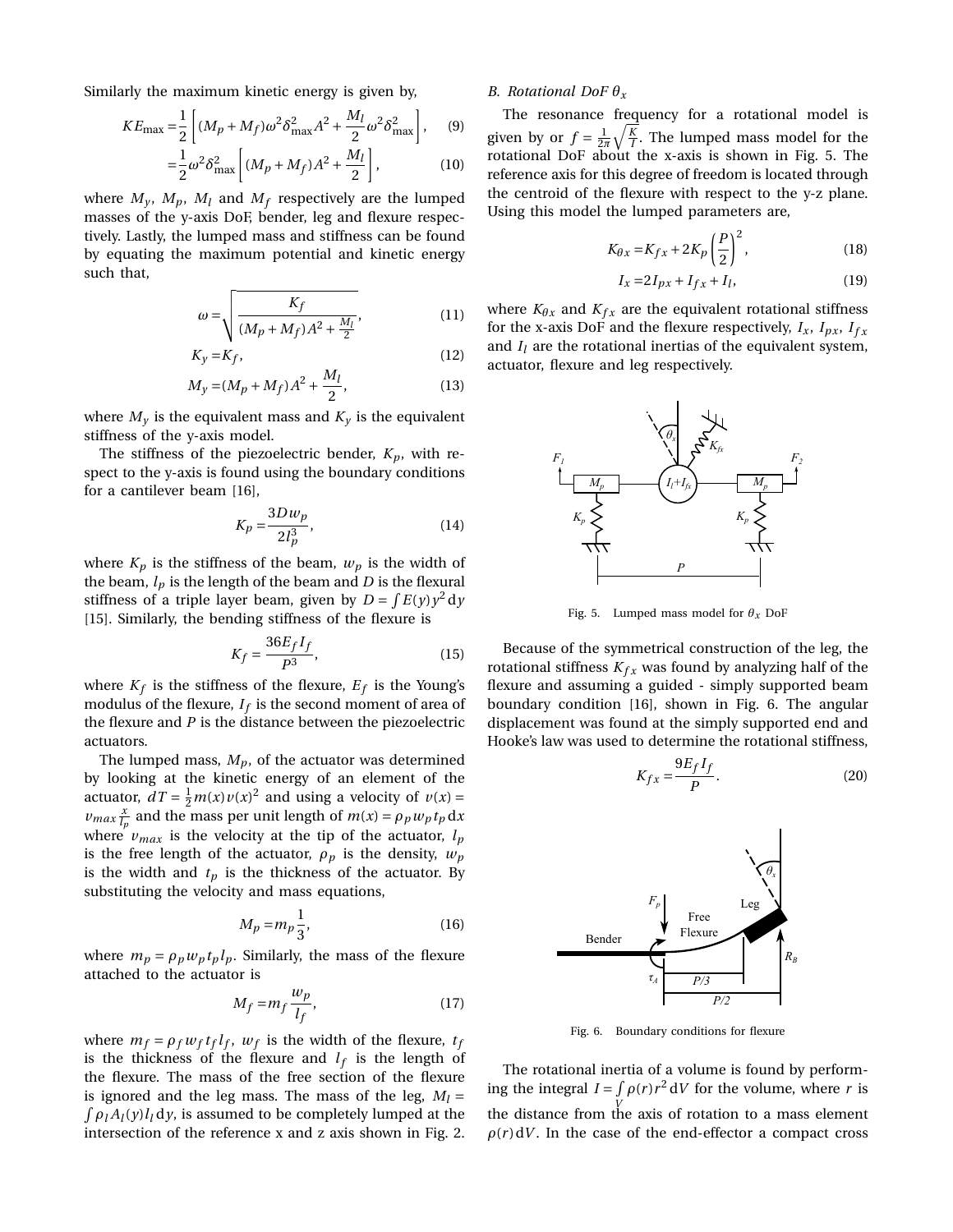Similarly the maximum kinetic energy is given by,

$$KE_{\max} = \frac{1}{2}\left[(M_p + M_f)\omega^2\delta_{\max}^2 A^2 + \frac{M_l}{2}\omega^2\delta_{\max}^2\right], \quad (9)$$

$$= \frac{1}{2}\omega^2\delta_{\max}^2\left[(M_p + M_f)A^2 + \frac{M_l}{2}\right], \quad (10)$$

where $M_y$, $M_p$, $M_l$ and $M_f$ respectively are the lumped masses of the y-axis DoF, bender, leg and flexure respectively. Lastly, the lumped mass and stiffness can be found by equating the maximum potential and kinetic energy such that,

$$\omega = \sqrt{\frac{K_f}{(M_p + M_f)A^2 + \frac{M_l}{2}}}, \quad (11)$$

$$K_y = K_f, \quad (12)$$

$$M_y = (M_p + M_f)A^2 + \frac{M_l}{2}, \quad (13)$$

where $M_y$ is the equivalent mass and $K_y$ is the equivalent stiffness of the y-axis model.

The stiffness of the piezoelectric bender, $K_p$, with respect to the y-axis is found using the boundary conditions for a cantilever beam [16],

$$K_p = \frac{3Dw_p}{2l_p^3}, \quad (14)$$

where $K_p$ is the stiffness of the beam, $w_p$ is the width of the beam, $l_p$ is the length of the beam and $D$ is the flexural stiffness of a triple layer beam, given by $D = \int E(y)y^2\,\mathrm{d}y$ [15]. Similarly, the bending stiffness of the flexure is

$$K_f = \frac{36E_f I_f}{P^3}, \quad (15)$$

where $K_f$ is the stiffness of the flexure, $E_f$ is the Young's modulus of the flexure, $I_f$ is the second moment of area of the flexure and $P$ is the distance between the piezoelectric actuators.

The lumped mass, $M_p$, of the actuator was determined by looking at the kinetic energy of an element of the actuator, $dT = \frac{1}{2}m(x)v(x)^2$ and using a velocity of $v(x) = v_{max}\frac{x}{l_p}$ and the mass per unit length of $m(x) = \rho_p w_p t_p\,\mathrm{d}x$ where $v_{max}$ is the velocity at the tip of the actuator, $l_p$ is the free length of the actuator, $\rho_p$ is the density, $w_p$ is the width and $t_p$ is the thickness of the actuator. By substituting the velocity and mass equations,

$$M_p = m_p\frac{1}{3}, \quad (16)$$

where $m_p = \rho_p w_p t_p l_p$. Similarly, the mass of the flexure attached to the actuator is

$$M_f = m_f\frac{w_p}{l_f}, \quad (17)$$

where $m_f = \rho_f w_f t_f l_f$, $w_f$ is the width of the flexure, $t_f$ is the thickness of the flexure and $l_f$ is the length of the flexure. The mass of the free section of the flexure is ignored and the leg mass. The mass of the leg, $M_l = \int \rho_l A_l(y) l_l\,\mathrm{d}y$, is assumed to be completely lumped at the intersection of the reference x and z axis shown in Fig. 2.

### B. Rotational DoF $\theta_x$

The resonance frequency for a rotational model is given by or $f = \frac{1}{2\pi}\sqrt{\frac{K}{I}}$. The lumped mass model for the rotational DoF about the x-axis is shown in Fig. 5. The reference axis for this degree of freedom is located through the centroid of the flexure with respect to the y-z plane. Using this model the lumped parameters are,

$$K_{\theta x} = K_{fx} + 2K_p\left(\frac{P}{2}\right)^2, \quad (18)$$

$$I_x = 2I_{px} + I_{fx} + I_l, \quad (19)$$

where $K_{\theta x}$ and $K_{fx}$ are the equivalent rotational stiffness for the x-axis DoF and the flexure respectively, $I_x$, $I_{px}$, $I_{fx}$ and $I_l$ are the rotational inertias of the equivalent system, actuator, flexure and leg respectively.

Fig. 5. Lumped mass model for $\theta_x$ DoF

Because of the symmetrical construction of the leg, the rotational stiffness $K_{fx}$ was found by analyzing half of the flexure and assuming a guided - simply supported beam boundary condition [16], shown in Fig. 6. The angular displacement was found at the simply supported end and Hooke's law was used to determine the rotational stiffness,

$$K_{fx} = \frac{9E_f I_f}{P}. \quad (20)$$

Fig. 6. Boundary conditions for flexure

The rotational inertia of a volume is found by performing the integral $I = \int_V \rho(r)r^2\,\mathrm{d}V$ for the volume, where $r$ is the distance from the axis of rotation to a mass element $\rho(r)\,\mathrm{d}V$. In the case of the end-effector a compact cross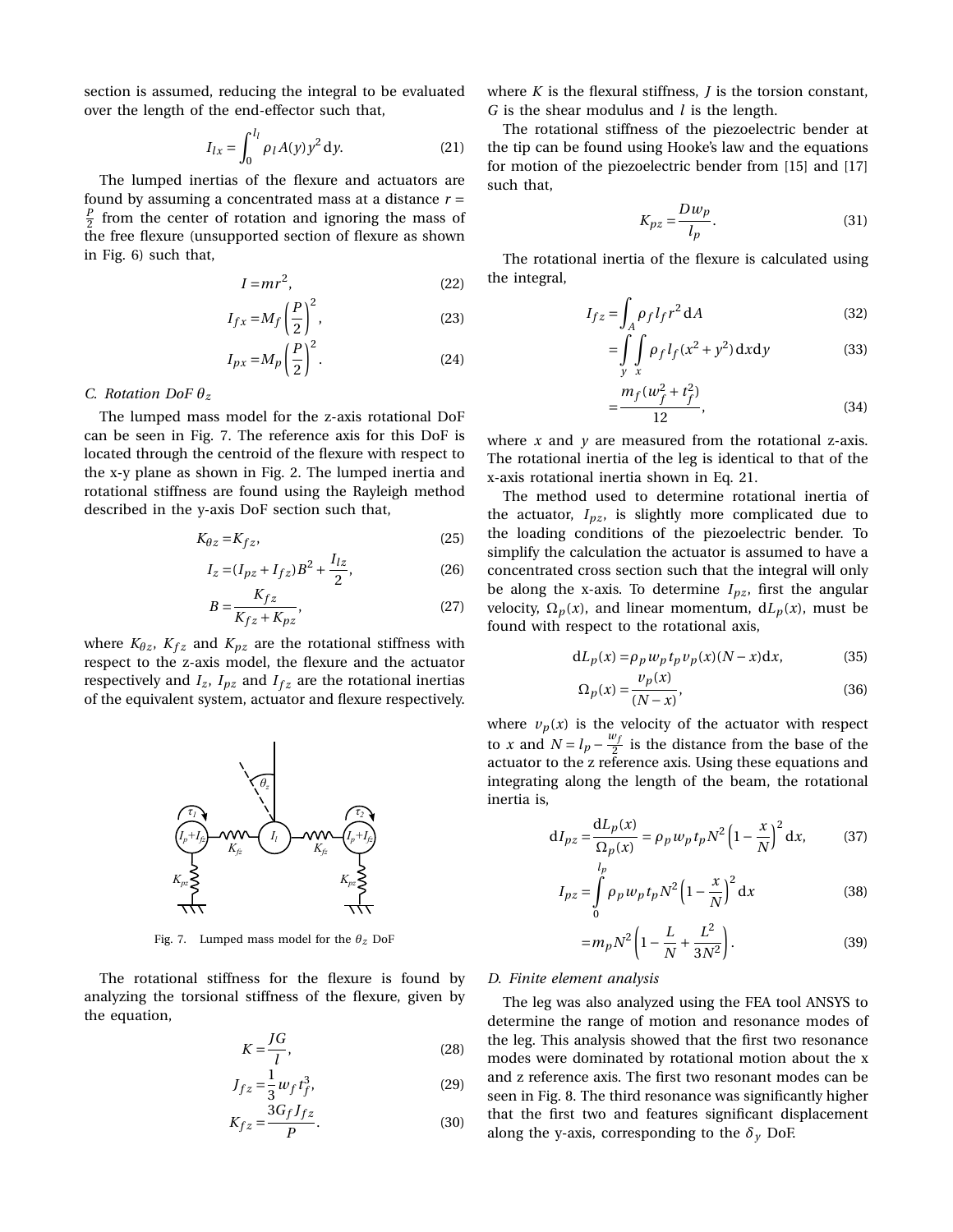section is assumed, reducing the integral to be evaluated over the length of the end-effector such that,

$$I_{lx} = \int_0^{l_l} \rho_l A(y) y^2 \,\mathrm{d}y. \tag{21}$$

The lumped inertias of the flexure and actuators are found by assuming a concentrated mass at a distance $r = \frac{P}{2}$ from the center of rotation and ignoring the mass of the free flexure (unsupported section of flexure as shown in Fig. 6) such that,

$$I = mr^2, \tag{22}$$

$$I_{fx} = M_f \left(\frac{P}{2}\right)^2, \tag{23}$$

$$I_{px} = M_p \left(\frac{P}{2}\right)^2. \tag{24}$$

### C. Rotation DoF $\theta_z$

The lumped mass model for the z-axis rotational DoF can be seen in Fig. 7. The reference axis for this DoF is located through the centroid of the flexure with respect to the x-y plane as shown in Fig. 2. The lumped inertia and rotational stiffness are found using the Rayleigh method described in the y-axis DoF section such that,

$$K_{\theta z} = K_{fz}, \tag{25}$$

$$I_z = (I_{pz} + I_{fz})B^2 + \frac{I_{lz}}{2}, \tag{26}$$

$$B = \frac{K_{fz}}{K_{fz} + K_{pz}}, \tag{27}$$

where $K_{\theta z}$, $K_{fz}$ and $K_{pz}$ are the rotational stiffness with respect to the z-axis model, the flexure and the actuator respectively and $I_z$, $I_{pz}$ and $I_{fz}$ are the rotational inertias of the equivalent system, actuator and flexure respectively.

Fig. 7. Lumped mass model for the $\theta_z$ DoF

The rotational stiffness for the flexure is found by analyzing the torsional stiffness of the flexure, given by the equation,

$$K = \frac{JG}{l}, \tag{28}$$

$$J_{fz} = \frac{1}{3} w_f t_f^3, \tag{29}$$

$$K_{fz} = \frac{3G_f J_{fz}}{P}. \tag{30}$$

where $K$ is the flexural stiffness, $J$ is the torsion constant, $G$ is the shear modulus and $l$ is the length.

The rotational stiffness of the piezoelectric bender at the tip can be found using Hooke's law and the equations for motion of the piezoelectric bender from [15] and [17] such that,

$$K_{pz} = \frac{D w_p}{l_p}. \tag{31}$$

The rotational inertia of the flexure is calculated using the integral,

$$I_{fz} = \int_A \rho_f l_f r^2 \,\mathrm{d}A \tag{32}$$

$$= \int_y \int_x \rho_f l_f (x^2 + y^2) \,\mathrm{d}x \mathrm{d}y \tag{33}$$

$$= \frac{m_f (w_f^2 + t_f^2)}{12}, \tag{34}$$

where $x$ and $y$ are measured from the rotational z-axis. The rotational inertia of the leg is identical to that of the x-axis rotational inertia shown in Eq. 21.

The method used to determine rotational inertia of the actuator, $I_{pz}$, is slightly more complicated due to the loading conditions of the piezoelectric bender. To simplify the calculation the actuator is assumed to have a concentrated cross section such that the integral will only be along the x-axis. To determine $I_{pz}$, first the angular velocity, $\Omega_p(x)$, and linear momentum, $\mathrm{d}L_p(x)$, must be found with respect to the rotational axis,

$$\mathrm{d}L_p(x) = \rho_p w_p t_p v_p(x)(N - x)\mathrm{d}x, \tag{35}$$

$$\Omega_p(x) = \frac{v_p(x)}{(N - x)}, \tag{36}$$

where $v_p(x)$ is the velocity of the actuator with respect to $x$ and $N = l_p - \frac{w_f}{2}$ is the distance from the base of the actuator to the z reference axis. Using these equations and integrating along the length of the beam, the rotational inertia is,

$$\mathrm{d}I_{pz} = \frac{\mathrm{d}L_p(x)}{\Omega_p(x)} = \rho_p w_p t_p N^2 \left(1 - \frac{x}{N}\right)^2 \mathrm{d}x, \tag{37}$$

$$I_{pz} = \int_0^{l_p} \rho_p w_p t_p N^2 \left(1 - \frac{x}{N}\right)^2 \mathrm{d}x \tag{38}$$

$$= m_p N^2 \left(1 - \frac{L}{N} + \frac{L^2}{3N^2}\right). \tag{39}$$

### D. Finite element analysis

The leg was also analyzed using the FEA tool ANSYS to determine the range of motion and resonance modes of the leg. This analysis showed that the first two resonance modes were dominated by rotational motion about the x and z reference axis. The first two resonant modes can be seen in Fig. 8. The third resonance was significantly higher that the first two and features significant displacement along the y-axis, corresponding to the $\delta_y$ DoF.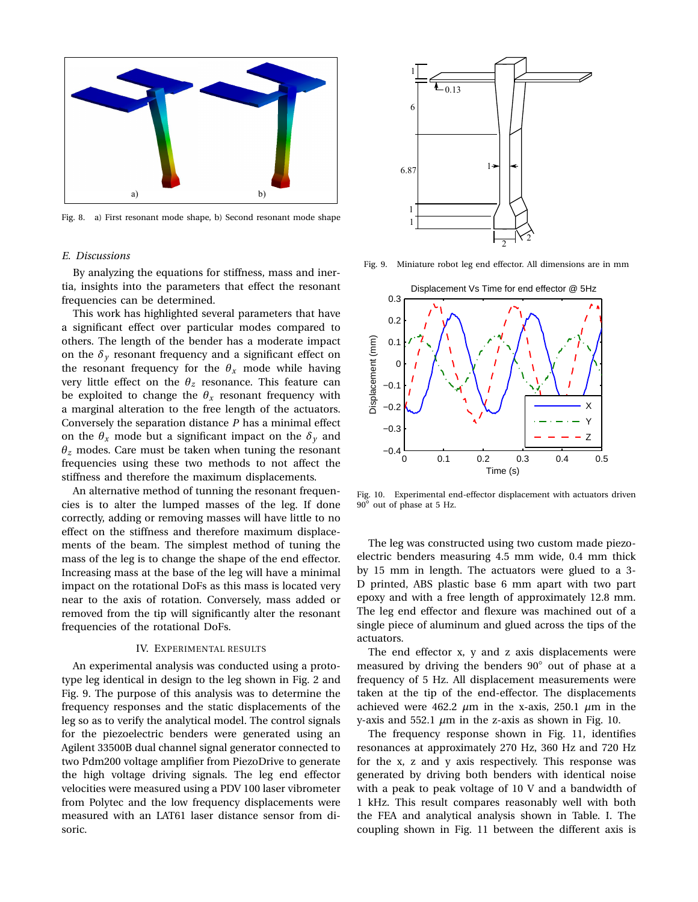Fig. 8. a) First resonant mode shape, b) Second resonant mode shape

### E. Discussions

By analyzing the equations for stiffness, mass and inertia, insights into the parameters that effect the resonant frequencies can be determined.

This work has highlighted several parameters that have a significant effect over particular modes compared to others. The length of the bender has a moderate impact on the $\delta_y$ resonant frequency and a significant effect on the resonant frequency for the $\theta_x$ mode while having very little effect on the $\theta_z$ resonance. This feature can be exploited to change the $\theta_x$ resonant frequency with a marginal alteration to the free length of the actuators. Conversely the separation distance $P$ has a minimal effect on the $\theta_x$ mode but a significant impact on the $\delta_y$ and $\theta_z$ modes. Care must be taken when tuning the resonant frequencies using these two methods to not affect the stiffness and therefore the maximum displacements.

An alternative method of tunning the resonant frequencies is to alter the lumped masses of the leg. If done correctly, adding or removing masses will have little to no effect on the stiffness and therefore maximum displacements of the beam. The simplest method of tuning the mass of the leg is to change the shape of the end effector. Increasing mass at the base of the leg will have a minimal impact on the rotational DoFs as this mass is located very near to the axis of rotation. Conversely, mass added or removed from the tip will significantly alter the resonant frequencies of the rotational DoFs.

## IV. Experimental Results

An experimental analysis was conducted using a prototype leg identical in design to the leg shown in Fig. 2 and Fig. 9. The purpose of this analysis was to determine the frequency responses and the static displacements of the leg so as to verify the analytical model. The control signals for the piezoelectric benders were generated using an Agilent 33500B dual channel signal generator connected to two Pdm200 voltage amplifier from PiezoDrive to generate the high voltage driving signals. The leg end effector velocities were measured using a PDV 100 laser vibrometer from Polytec and the low frequency displacements were measured with an LAT61 laser distance sensor from disoric.

Fig. 9. Miniature robot leg end effector. All dimensions are in mm

Fig. 10. Experimental end-effector displacement with actuators driven 90° out of phase at 5 Hz.

The leg was constructed using two custom made piezoelectric benders measuring 4.5 mm wide, 0.4 mm thick by 15 mm in length. The actuators were glued to a 3-D printed, ABS plastic base 6 mm apart with two part epoxy and with a free length of approximately 12.8 mm. The leg end effector and flexure was machined out of a single piece of aluminum and glued across the tips of the actuators.

The end effector x, y and z axis displacements were measured by driving the benders 90° out of phase at a frequency of 5 Hz. All displacement measurements were taken at the tip of the end-effector. The displacements achieved were 462.2 $\mu$m in the x-axis, 250.1 $\mu$m in the y-axis and 552.1 $\mu$m in the z-axis as shown in Fig. 10.

The frequency response shown in Fig. 11, identifies resonances at approximately 270 Hz, 360 Hz and 720 Hz for the x, z and y axis respectively. This response was generated by driving both benders with identical noise with a peak to peak voltage of 10 V and a bandwidth of 1 kHz. This result compares reasonably well with both the FEA and analytical analysis shown in Table. I. The coupling shown in Fig. 11 between the different axis is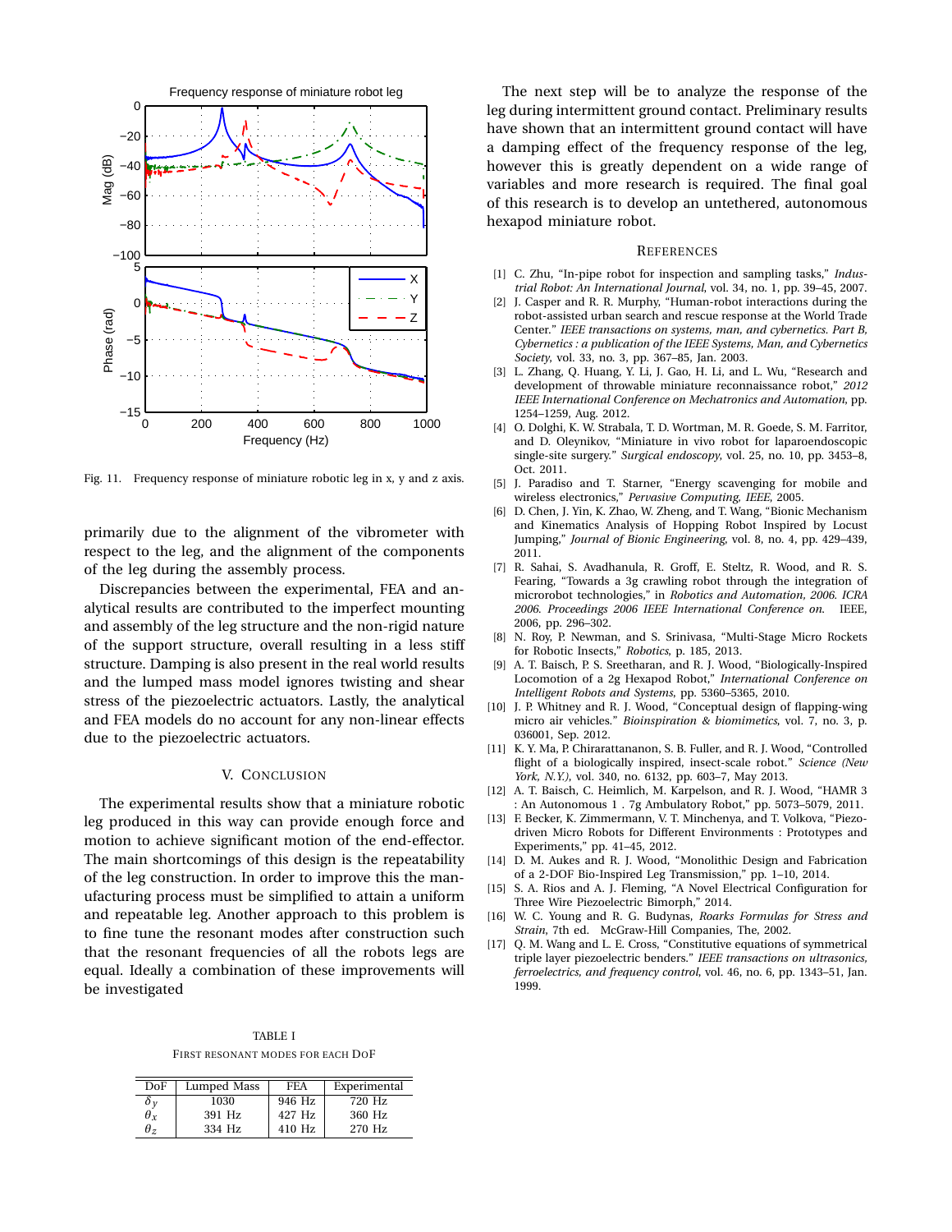Frequency response of miniature robot leg

Mag (dB)

0
−20
−40
−60
−80
−100

Phase (rad)

5
0
−5
−10
−15

0 200 400 600 800 1000

Frequency (Hz)

X
Y
Z

Fig. 11. Frequency response of miniature robotic leg in x, y and z axis.

primarily due to the alignment of the vibrometer with respect to the leg, and the alignment of the components of the leg during the assembly process.

Discrepancies between the experimental, FEA and analytical results are contributed to the imperfect mounting and assembly of the leg structure and the non-rigid nature of the support structure, overall resulting in a less stiff structure. Damping is also present in the real world results and the lumped mass model ignores twisting and shear stress of the piezoelectric actuators. Lastly, the analytical and FEA models do no account for any non-linear effects due to the piezoelectric actuators.

## V. Conclusion

The experimental results show that a miniature robotic leg produced in this way can provide enough force and motion to achieve significant motion of the end-effector. The main shortcomings of this design is the repeatability of the leg construction. In order to improve this the manufacturing process must be simplified to attain a uniform and repeatable leg. Another approach to this problem is to fine tune the resonant modes after construction such that the resonant frequencies of all the robots legs are equal. Ideally a combination of these improvements will be investigated

TABLE I

First resonant modes for each DoF

| DoF | Lumped Mass | FEA | Experimental |
|---|---|---|---|
| $\delta_y$ | 1030 | 946 Hz | 720 Hz |
| $\theta_x$ | 391 Hz | 427 Hz | 360 Hz |
| $\theta_z$ | 334 Hz | 410 Hz | 270 Hz |

The next step will be to analyze the response of the leg during intermittent ground contact. Preliminary results have shown that an intermittent ground contact will have a damping effect of the frequency response of the leg, however this is greatly dependent on a wide range of variables and more research is required. The final goal of this research is to develop an untethered, autonomous hexapod miniature robot.

## References

[1] C. Zhu, "In-pipe robot for inspection and sampling tasks," *Industrial Robot: An International Journal*, vol. 34, no. 1, pp. 39–45, 2007.

[2] J. Casper and R. R. Murphy, "Human-robot interactions during the robot-assisted urban search and rescue response at the World Trade Center." *IEEE transactions on systems, man, and cybernetics. Part B, Cybernetics : a publication of the IEEE Systems, Man, and Cybernetics Society*, vol. 33, no. 3, pp. 367–85, Jan. 2003.

[3] L. Zhang, Q. Huang, Y. Li, J. Gao, H. Li, and L. Wu, "Research and development of throwable miniature reconnaissance robot," *2012 IEEE International Conference on Mechatronics and Automation*, pp. 1254–1259, Aug. 2012.

[4] O. Dolghi, K. W. Strabala, T. D. Wortman, M. R. Goede, S. M. Farritor, and D. Oleynikov, "Miniature in vivo robot for laparoendoscopic single-site surgery." *Surgical endoscopy*, vol. 25, no. 10, pp. 3453–8, Oct. 2011.

[5] J. Paradiso and T. Starner, "Energy scavenging for mobile and wireless electronics," *Pervasive Computing, IEEE*, 2005.

[6] D. Chen, J. Yin, K. Zhao, W. Zheng, and T. Wang, "Bionic Mechanism and Kinematics Analysis of Hopping Robot Inspired by Locust Jumping," *Journal of Bionic Engineering*, vol. 8, no. 4, pp. 429–439, 2011.

[7] R. Sahai, S. Avadhanula, R. Groff, E. Steltz, R. Wood, and R. S. Fearing, "Towards a 3g crawling robot through the integration of microrobot technologies," in *Robotics and Automation, 2006. ICRA 2006. Proceedings 2006 IEEE International Conference on.* IEEE, 2006, pp. 296–302.

[8] N. Roy, P. Newman, and S. Srinivasa, "Multi-Stage Micro Rockets for Robotic Insects," *Robotics*, p. 185, 2013.

[9] A. T. Baisch, P. S. Sreetharan, and R. J. Wood, "Biologically-Inspired Locomotion of a 2g Hexapod Robot," *International Conference on Intelligent Robots and Systems*, pp. 5360–5365, 2010.

[10] J. P. Whitney and R. J. Wood, "Conceptual design of flapping-wing micro air vehicles." *Bioinspiration & biomimetics*, vol. 7, no. 3, p. 036001, Sep. 2012.

[11] K. Y. Ma, P. Chirarattananon, S. B. Fuller, and R. J. Wood, "Controlled flight of a biologically inspired, insect-scale robot." *Science (New York, N.Y.)*, vol. 340, no. 6132, pp. 603–7, May 2013.

[12] A. T. Baisch, C. Heimlich, M. Karpelson, and R. J. Wood, "HAMR 3 : An Autonomous 1 . 7g Ambulatory Robot," pp. 5073–5079, 2011.

[13] F. Becker, K. Zimmermann, V. T. Minchenya, and T. Volkova, "Piezo-driven Micro Robots for Different Environments : Prototypes and Experiments," pp. 41–45, 2012.

[14] D. M. Aukes and R. J. Wood, "Monolithic Design and Fabrication of a 2-DOF Bio-Inspired Leg Transmission," pp. 1–10, 2014.

[15] S. A. Rios and A. J. Fleming, "A Novel Electrical Configuration for Three Wire Piezoelectric Bimorph," 2014.

[16] W. C. Young and R. G. Budynas, *Roarks Formulas for Stress and Strain*, 7th ed. McGraw-Hill Companies, The, 2002.

[17] Q. M. Wang and L. E. Cross, "Constitutive equations of symmetrical triple layer piezoelectric benders." *IEEE transactions on ultrasonics, ferroelectrics, and frequency control*, vol. 46, no. 6, pp. 1343–51, Jan. 1999.